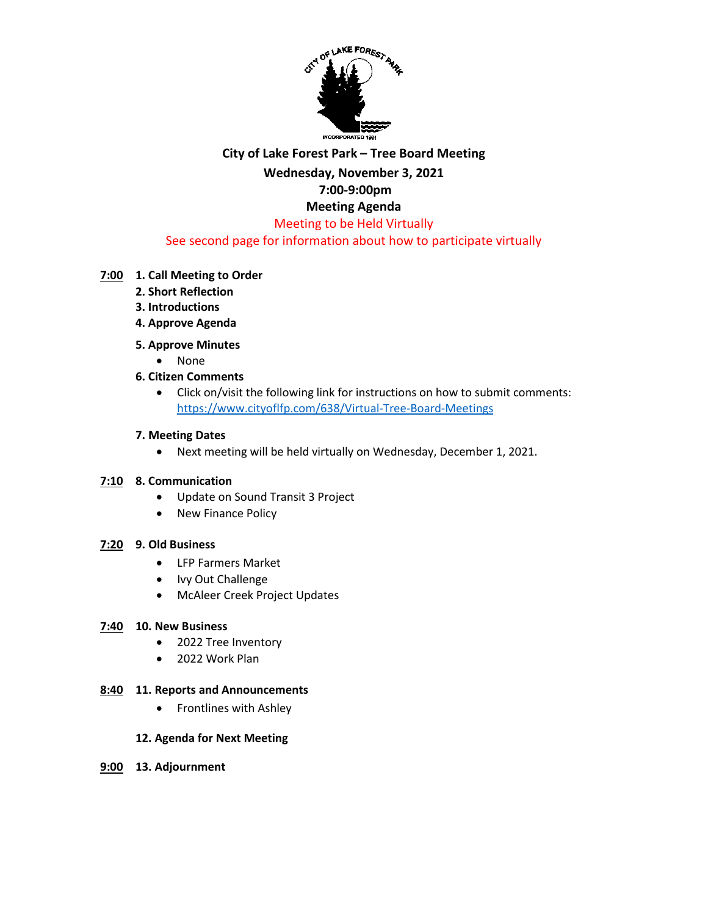# City of Lake Forest Park – Tree Board Meeting

**Wednesday, November 3, 2021**

**7:00-9:00pm**

**Meeting Agenda**

Meeting to be Held Virtually

See second page for information about how to participate virtually

**7:00** **1. Call Meeting to Order**

**2. Short Reflection**

**3. Introductions**

**4. Approve Agenda**

**5. Approve Minutes**

- None

**6. Citizen Comments**

- Click on/visit the following link for instructions on how to submit comments: https://www.cityoflfp.com/638/Virtual-Tree-Board-Meetings

**7. Meeting Dates**

- Next meeting will be held virtually on Wednesday, December 1, 2021.

**7:10** **8. Communication**

- Update on Sound Transit 3 Project
- New Finance Policy

**7:20** **9. Old Business**

- LFP Farmers Market
- Ivy Out Challenge
- McAleer Creek Project Updates

**7:40** **10. New Business**

- 2022 Tree Inventory
- 2022 Work Plan

**8:40** **11. Reports and Announcements**

- Frontlines with Ashley

**12. Agenda for Next Meeting**

**9:00** **13. Adjournment**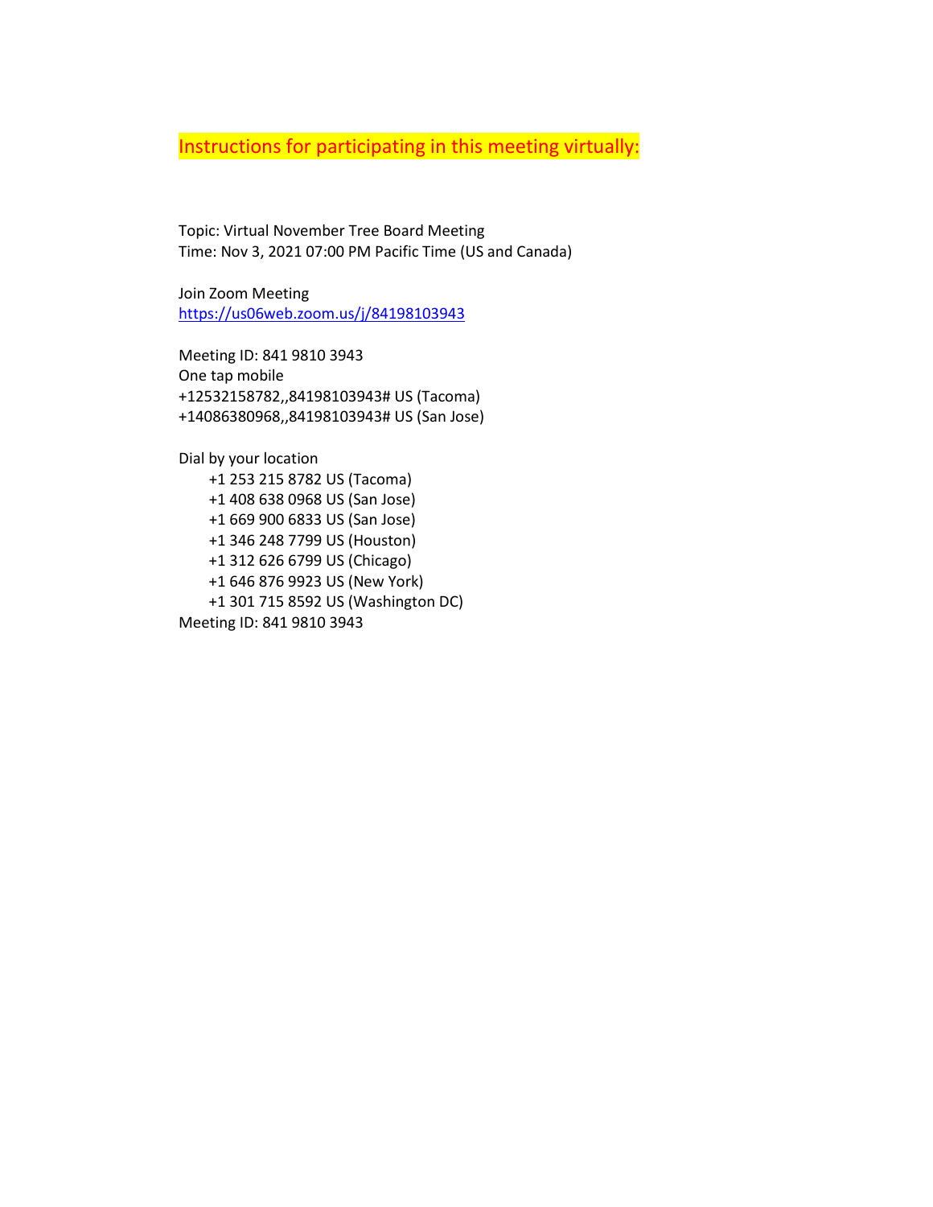## Instructions for participating in this meeting virtually:

Topic: Virtual November Tree Board Meeting
Time: Nov 3, 2021 07:00 PM Pacific Time (US and Canada)

Join Zoom Meeting
https://us06web.zoom.us/j/84198103943

Meeting ID: 841 9810 3943
One tap mobile
+12532158782,,84198103943# US (Tacoma)
+14086380968,,84198103943# US (San Jose)

Dial by your location
+1 253 215 8782 US (Tacoma)
+1 408 638 0968 US (San Jose)
+1 669 900 6833 US (San Jose)
+1 346 248 7799 US (Houston)
+1 312 626 6799 US (Chicago)
+1 646 876 9923 US (New York)
+1 301 715 8592 US (Washington DC)
Meeting ID: 841 9810 3943